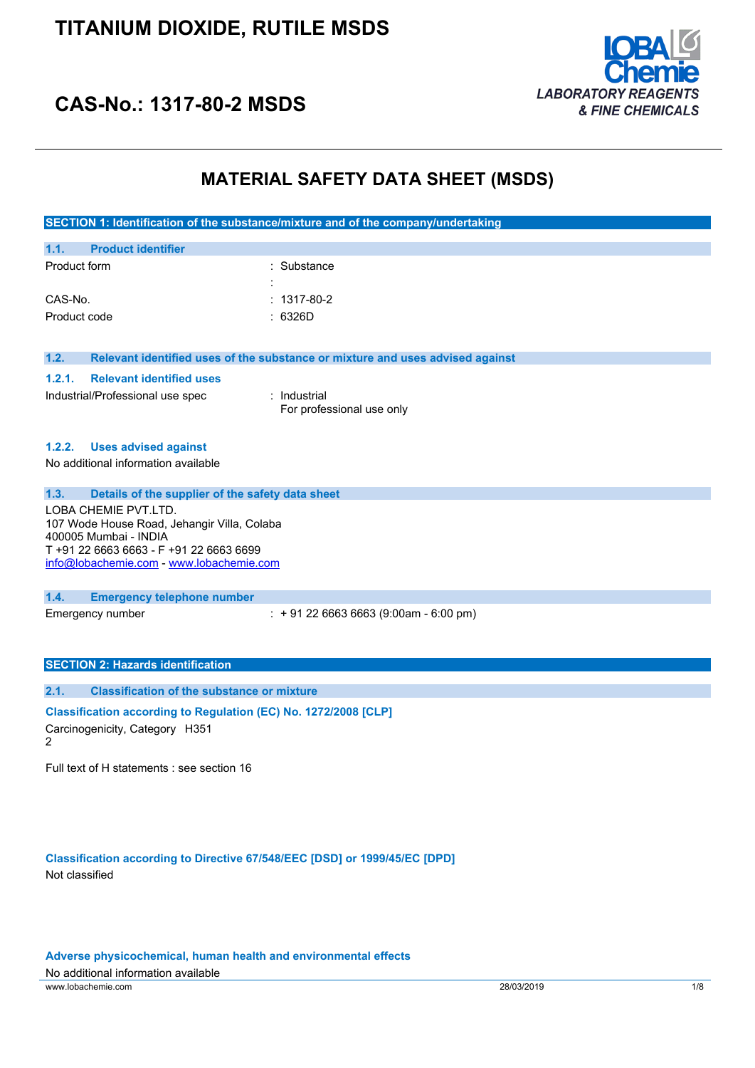// TITANIUM DIOXIDE, RUTILE MSDS

## CAS-No.: 1317-80-2 MSDS

LOBA Chemie
*LABORATORY REAGENTS & FINE CHEMICALS*

# MATERIAL SAFETY DATA SHEET (MSDS)

## SECTION 1: Identification of the substance/mixture and of the company/undertaking

### 1.1. Product identifier

| | |
|---|---|
| Product form | : Substance |
| | : |
| CAS-No. | : 1317-80-2 |
| Product code | : 6326D |

### 1.2. Relevant identified uses of the substance or mixture and uses advised against

#### 1.2.1. Relevant identified uses

| | |
|---|---|
| Industrial/Professional use spec | : Industrial<br>For professional use only |

#### 1.2.2. Uses advised against

No additional information available

### 1.3. Details of the supplier of the safety data sheet

LOBA CHEMIE PVT.LTD.
107 Wode House Road, Jehangir Villa, Colaba
400005 Mumbai - INDIA
T +91 22 6663 6663 - F +91 22 6663 6699
info@lobachemie.com - www.lobachemie.com

### 1.4. Emergency telephone number

| | |
|---|---|
| Emergency number | : + 91 22 6663 6663 (9:00am - 6:00 pm) |

## SECTION 2: Hazards identification

### 2.1. Classification of the substance or mixture

**Classification according to Regulation (EC) No. 1272/2008 [CLP]**

| | |
|---|---|
| Carcinogenicity, Category 2 | H351 |

Full text of H statements : see section 16

**Classification according to Directive 67/548/EEC [DSD] or 1999/45/EC [DPD]**

Not classified

**Adverse physicochemical, human health and environmental effects**

No additional information available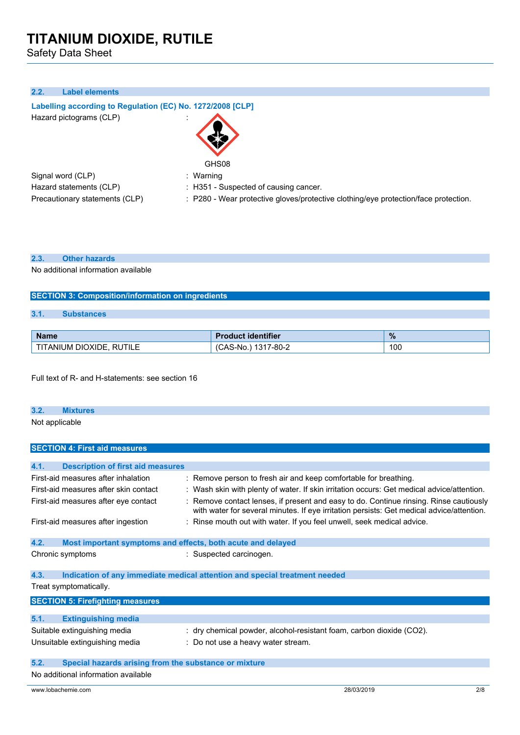### 2.2. Label elements

**Labelling according to Regulation (EC) No. 1272/2008 [CLP]**

Hazard pictograms (CLP) :

GHS08

Signal word (CLP) : Warning

Hazard statements (CLP) : H351 - Suspected of causing cancer.

Precautionary statements (CLP) : P280 - Wear protective gloves/protective clothing/eye protection/face protection.

### 2.3. Other hazards

No additional information available

## SECTION 3: Composition/information on ingredients

### 3.1. Substances

| Name | Product identifier | % |
|---|---|---|
| TITANIUM DIOXIDE, RUTILE | (CAS-No.) 1317-80-2 | 100 |

Full text of R- and H-statements: see section 16

### 3.2. Mixtures

Not applicable

## SECTION 4: First aid measures

### 4.1. Description of first aid measures

First-aid measures after inhalation : Remove person to fresh air and keep comfortable for breathing.

First-aid measures after skin contact : Wash skin with plenty of water. If skin irritation occurs: Get medical advice/attention.

First-aid measures after eye contact : Remove contact lenses, if present and easy to do. Continue rinsing. Rinse cautiously with water for several minutes. If eye irritation persists: Get medical advice/attention.

First-aid measures after ingestion : Rinse mouth out with water. If you feel unwell, seek medical advice.

### 4.2. Most important symptoms and effects, both acute and delayed

Chronic symptoms : Suspected carcinogen.

### 4.3. Indication of any immediate medical attention and special treatment needed

Treat symptomatically.

## SECTION 5: Firefighting measures

### 5.1. Extinguishing media

Suitable extinguishing media : dry chemical powder, alcohol-resistant foam, carbon dioxide ($CO_2$).

Unsuitable extinguishing media : Do not use a heavy water stream.

### 5.2. Special hazards arising from the substance or mixture

No additional information available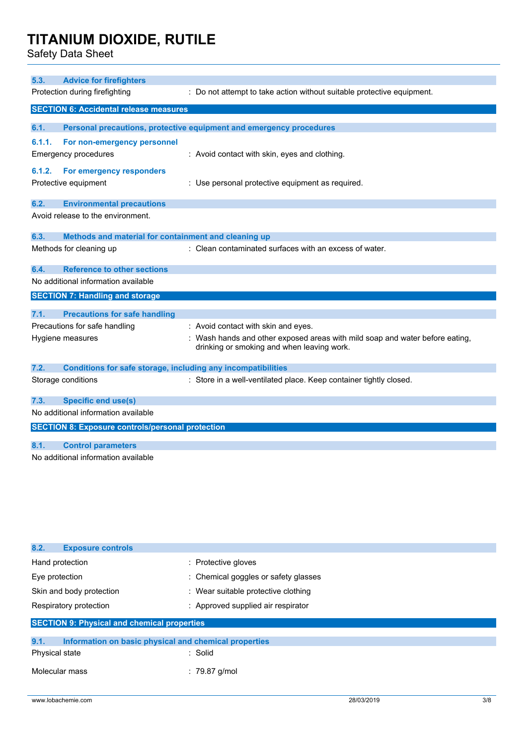### 5.3. Advice for firefighters

Protection during firefighting : Do not attempt to take action without suitable protective equipment.

## SECTION 6: Accidental release measures

### 6.1. Personal precautions, protective equipment and emergency procedures

#### 6.1.1. For non-emergency personnel

Emergency procedures : Avoid contact with skin, eyes and clothing.

#### 6.1.2. For emergency responders

Protective equipment : Use personal protective equipment as required.

### 6.2. Environmental precautions

Avoid release to the environment.

### 6.3. Methods and material for containment and cleaning up

Methods for cleaning up : Clean contaminated surfaces with an excess of water.

### 6.4. Reference to other sections

No additional information available

## SECTION 7: Handling and storage

### 7.1. Precautions for safe handling

Precautions for safe handling : Avoid contact with skin and eyes.

Hygiene measures : Wash hands and other exposed areas with mild soap and water before eating, drinking or smoking and when leaving work.

### 7.2. Conditions for safe storage, including any incompatibilities

Storage conditions : Store in a well-ventilated place. Keep container tightly closed.

### 7.3. Specific end use(s)

No additional information available

## SECTION 8: Exposure controls/personal protection

### 8.1. Control parameters

No additional information available

### 8.2. Exposure controls

Hand protection : Protective gloves

Eye protection : Chemical goggles or safety glasses

Skin and body protection : Wear suitable protective clothing

Respiratory protection : Approved supplied air respirator

## SECTION 9: Physical and chemical properties

### 9.1. Information on basic physical and chemical properties

Physical state : Solid

Molecular mass : 79.87 g/mol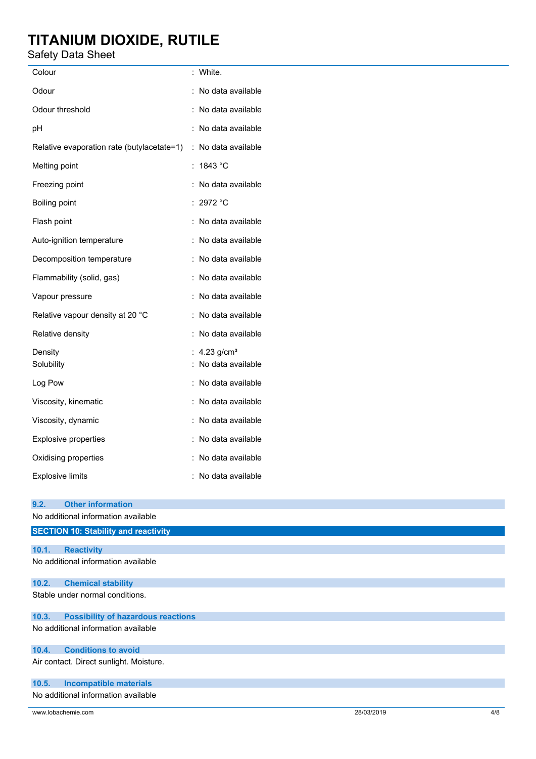| | |
|---|---|
| Colour | : White. |
| Odour | : No data available |
| Odour threshold | : No data available |
| pH | : No data available |
| Relative evaporation rate (butylacetate=1) | : No data available |
| Melting point | : 1843 °C |
| Freezing point | : No data available |
| Boiling point | : 2972 °C |
| Flash point | : No data available |
| Auto-ignition temperature | : No data available |
| Decomposition temperature | : No data available |
| Flammability (solid, gas) | : No data available |
| Vapour pressure | : No data available |
| Relative vapour density at 20 °C | : No data available |
| Relative density | : No data available |
| Density | : 4.23 g/cm³ |
| Solubility | : No data available |
| Log Pow | : No data available |
| Viscosity, kinematic | : No data available |
| Viscosity, dynamic | : No data available |
| Explosive properties | : No data available |
| Oxidising properties | : No data available |
| Explosive limits | : No data available |

### 9.2. Other information

No additional information available

## SECTION 10: Stability and reactivity

### 10.1. Reactivity

No additional information available

### 10.2. Chemical stability

Stable under normal conditions.

### 10.3. Possibility of hazardous reactions

No additional information available

### 10.4. Conditions to avoid

Air contact. Direct sunlight. Moisture.

### 10.5. Incompatible materials

No additional information available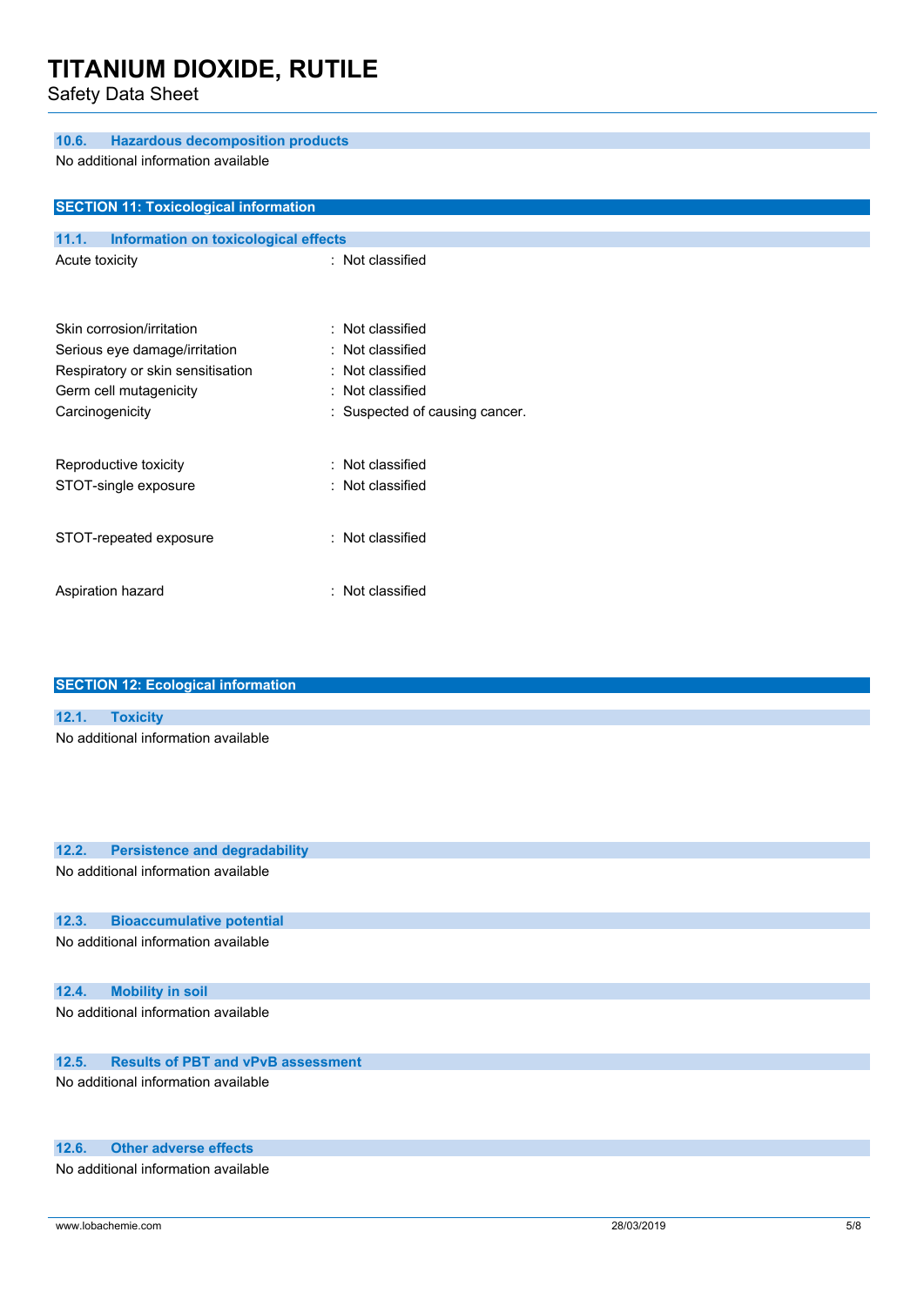### 10.6. Hazardous decomposition products

No additional information available

## SECTION 11: Toxicological information

### 11.1. Information on toxicological effects

| | |
|---|---|
| Acute toxicity | : Not classified |
| Skin corrosion/irritation | : Not classified |
| Serious eye damage/irritation | : Not classified |
| Respiratory or skin sensitisation | : Not classified |
| Germ cell mutagenicity | : Not classified |
| Carcinogenicity | : Suspected of causing cancer. |
| Reproductive toxicity | : Not classified |
| STOT-single exposure | : Not classified |
| STOT-repeated exposure | : Not classified |
| Aspiration hazard | : Not classified |

## SECTION 12: Ecological information

### 12.1. Toxicity

No additional information available

### 12.2. Persistence and degradability

No additional information available

### 12.3. Bioaccumulative potential

No additional information available

### 12.4. Mobility in soil

No additional information available

### 12.5. Results of PBT and vPvB assessment

No additional information available

### 12.6. Other adverse effects

No additional information available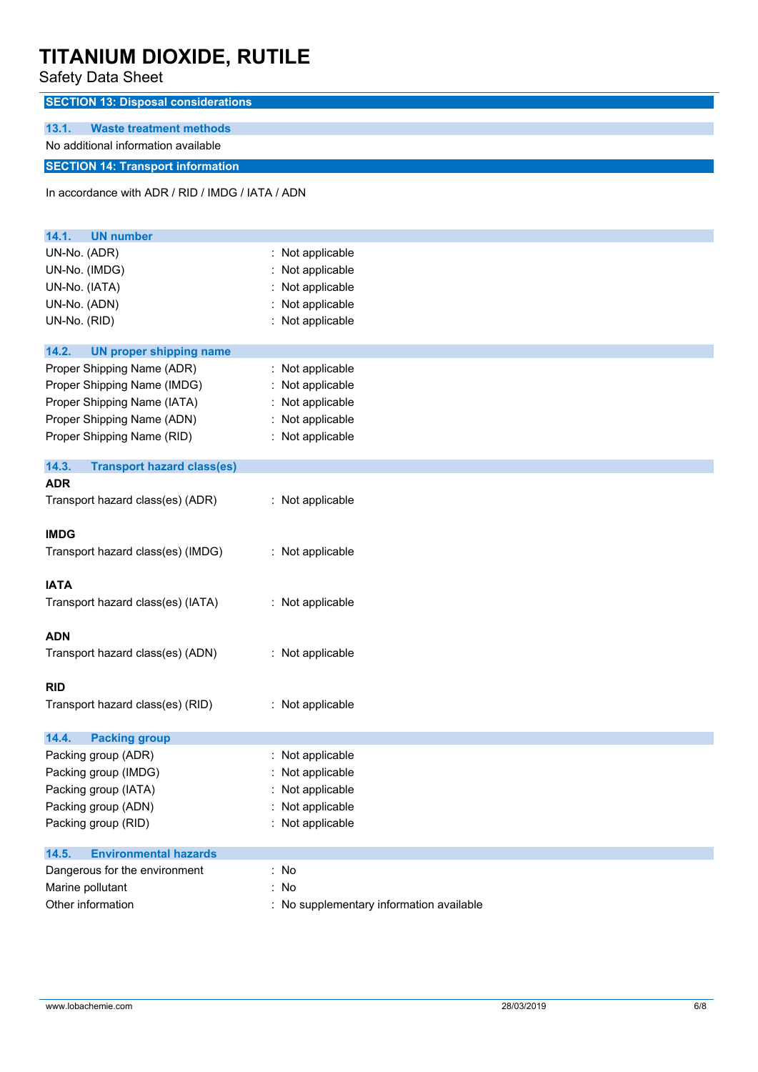## SECTION 13: Disposal considerations

### 13.1. Waste treatment methods

No additional information available

## SECTION 14: Transport information

In accordance with ADR / RID / IMDG / IATA / ADN

### 14.1. UN number

| | |
|---|---|
| UN-No. (ADR) | : Not applicable |
| UN-No. (IMDG) | : Not applicable |
| UN-No. (IATA) | : Not applicable |
| UN-No. (ADN) | : Not applicable |
| UN-No. (RID) | : Not applicable |

### 14.2. UN proper shipping name

| | |
|---|---|
| Proper Shipping Name (ADR) | : Not applicable |
| Proper Shipping Name (IMDG) | : Not applicable |
| Proper Shipping Name (IATA) | : Not applicable |
| Proper Shipping Name (ADN) | : Not applicable |
| Proper Shipping Name (RID) | : Not applicable |

### 14.3. Transport hazard class(es)

**ADR**

| | |
|---|---|
| Transport hazard class(es) (ADR) | : Not applicable |

**IMDG**

| | |
|---|---|
| Transport hazard class(es) (IMDG) | : Not applicable |

**IATA**

| | |
|---|---|
| Transport hazard class(es) (IATA) | : Not applicable |

**ADN**

| | |
|---|---|
| Transport hazard class(es) (ADN) | : Not applicable |

**RID**

| | |
|---|---|
| Transport hazard class(es) (RID) | : Not applicable |

### 14.4. Packing group

| | |
|---|---|
| Packing group (ADR) | : Not applicable |
| Packing group (IMDG) | : Not applicable |
| Packing group (IATA) | : Not applicable |
| Packing group (ADN) | : Not applicable |
| Packing group (RID) | : Not applicable |

### 14.5. Environmental hazards

| | |
|---|---|
| Dangerous for the environment | : No |
| Marine pollutant | : No |
| Other information | : No supplementary information available |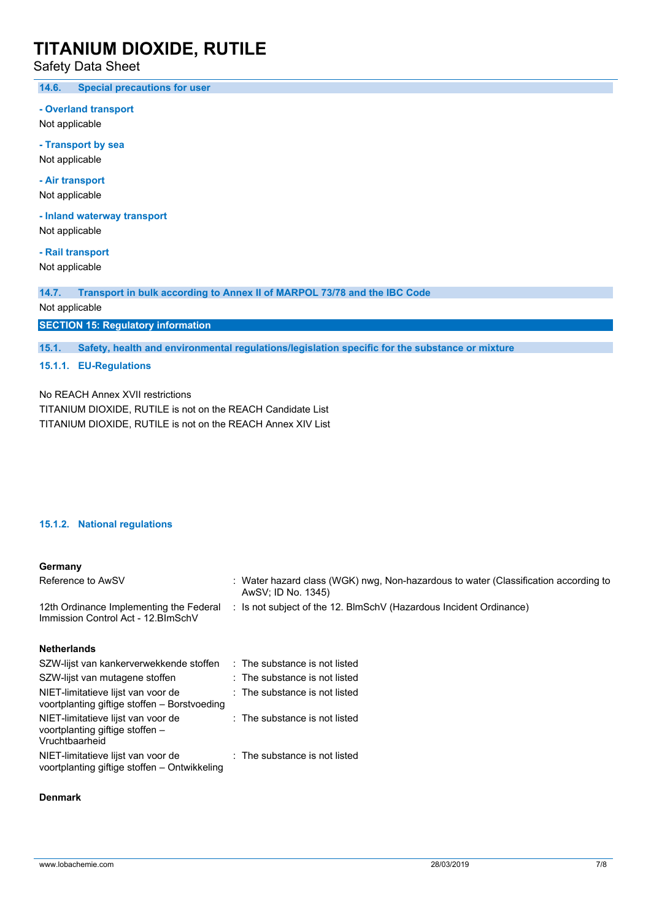### 14.6. Special precautions for user

**- Overland transport**

Not applicable

**- Transport by sea**

Not applicable

**- Air transport**

Not applicable

**- Inland waterway transport**

Not applicable

**- Rail transport**

Not applicable

### 14.7. Transport in bulk according to Annex II of MARPOL 73/78 and the IBC Code

Not applicable

## SECTION 15: Regulatory information

### 15.1. Safety, health and environmental regulations/legislation specific for the substance or mixture

#### 15.1.1. EU-Regulations

No REACH Annex XVII restrictions

TITANIUM DIOXIDE, RUTILE is not on the REACH Candidate List

TITANIUM DIOXIDE, RUTILE is not on the REACH Annex XIV List

#### 15.1.2. National regulations

**Germany**

| | |
|---|---|
| Reference to AwSV | : Water hazard class (WGK) nwg, Non-hazardous to water (Classification according to AwSV; ID No. 1345) |
| 12th Ordinance Implementing the Federal Immission Control Act - 12.BImSchV | : Is not subject of the 12. BlmSchV (Hazardous Incident Ordinance) |

**Netherlands**

| | |
|---|---|
| SZW-lijst van kankerverwekkende stoffen | : The substance is not listed |
| SZW-lijst van mutagene stoffen | : The substance is not listed |
| NIET-limitatieve lijst van voor de voortplanting giftige stoffen – Borstvoeding | : The substance is not listed |
| NIET-limitatieve lijst van voor de voortplanting giftige stoffen – Vruchtbaarheid | : The substance is not listed |
| NIET-limitatieve lijst van voor de voortplanting giftige stoffen – Ontwikkeling | : The substance is not listed |

**Denmark**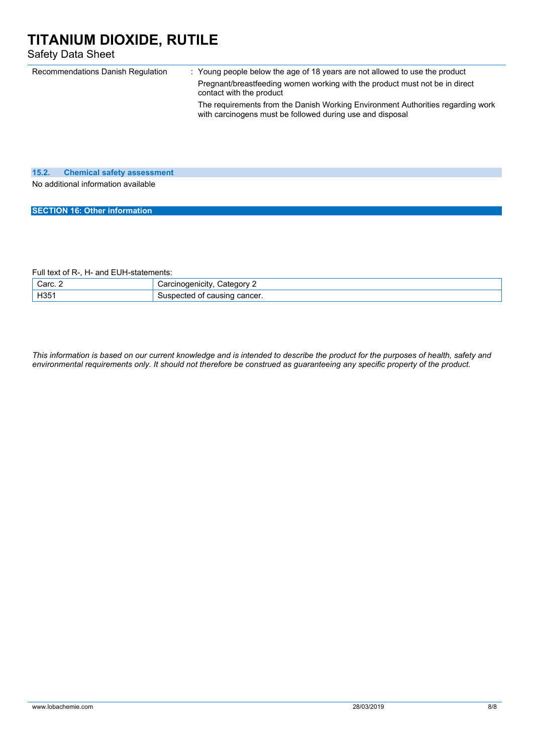| | |
|---|---|
| Recommendations Danish Regulation | : Young people below the age of 18 years are not allowed to use the product<br>Pregnant/breastfeeding women working with the product must not be in direct contact with the product<br>The requirements from the Danish Working Environment Authorities regarding work with carcinogens must be followed during use and disposal |

### 15.2. Chemical safety assessment

No additional information available

## SECTION 16: Other information

Full text of R-, H- and EUH-statements:

| | |
|---|---|
| Carc. 2 | Carcinogenicity, Category 2 |
| H351 | Suspected of causing cancer. |

*This information is based on our current knowledge and is intended to describe the product for the purposes of health, safety and environmental requirements only. It should not therefore be construed as guaranteeing any specific property of the product.*